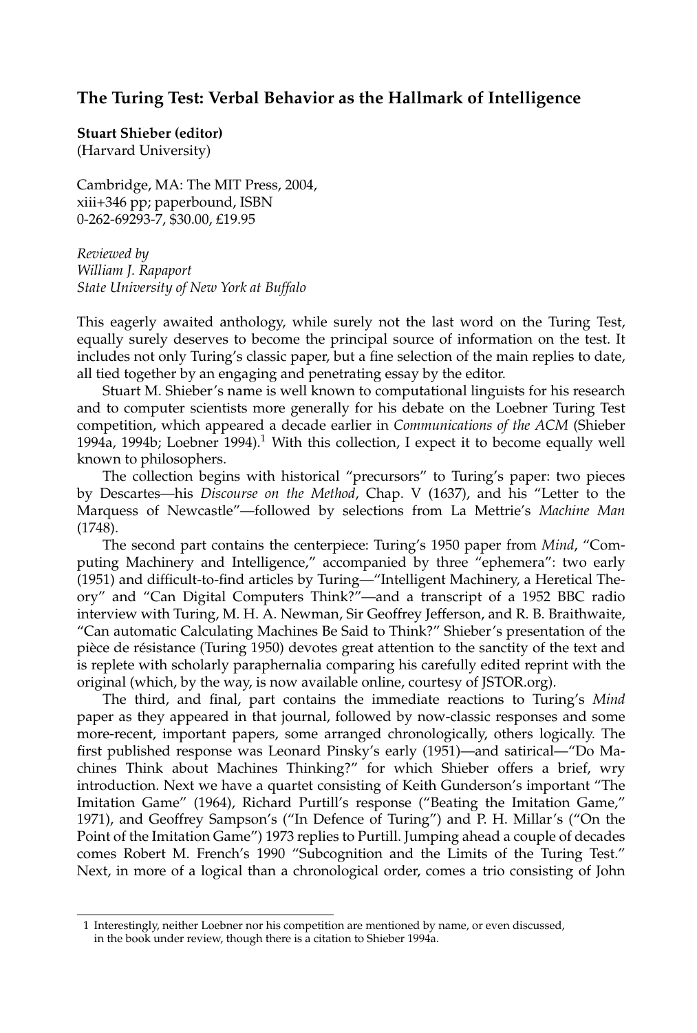## The Turing Test: Verbal Behavior as the Hallmark of Intelligence

**Stuart Shieber (editor)**
(Harvard University)

Cambridge, MA: The MIT Press, 2004, xiii+346 pp; paperbound, ISBN 0-262-69293-7, $30.00, £19.95

*Reviewed by*
*William J. Rapaport*
*State University of New York at Buffalo*

This eagerly awaited anthology, while surely not the last word on the Turing Test, equally surely deserves to become the principal source of information on the test. It includes not only Turing's classic paper, but a fine selection of the main replies to date, all tied together by an engaging and penetrating essay by the editor.

Stuart M. Shieber's name is well known to computational linguists for his research and to computer scientists more generally for his debate on the Loebner Turing Test competition, which appeared a decade earlier in *Communications of the ACM* (Shieber 1994a, 1994b; Loebner 1994).[1] With this collection, I expect it to become equally well known to philosophers.

The collection begins with historical "precursors" to Turing's paper: two pieces by Descartes—his *Discourse on the Method*, Chap. V (1637), and his "Letter to the Marquess of Newcastle"—followed by selections from La Mettrie's *Machine Man* (1748).

The second part contains the centerpiece: Turing's 1950 paper from *Mind*, "Computing Machinery and Intelligence," accompanied by three "ephemera": two early (1951) and difficult-to-find articles by Turing—"Intelligent Machinery, a Heretical Theory" and "Can Digital Computers Think?"—and a transcript of a 1952 BBC radio interview with Turing, M. H. A. Newman, Sir Geoffrey Jefferson, and R. B. Braithwaite, "Can automatic Calculating Machines Be Said to Think?" Shieber's presentation of the pièce de résistance (Turing 1950) devotes great attention to the sanctity of the text and is replete with scholarly paraphernalia comparing his carefully edited reprint with the original (which, by the way, is now available online, courtesy of JSTOR.org).

The third, and final, part contains the immediate reactions to Turing's *Mind* paper as they appeared in that journal, followed by now-classic responses and some more-recent, important papers, some arranged chronologically, others logically. The first published response was Leonard Pinsky's early (1951)—and satirical—"Do Machines Think about Machines Thinking?" for which Shieber offers a brief, wry introduction. Next we have a quartet consisting of Keith Gunderson's important "The Imitation Game" (1964), Richard Purtill's response ("Beating the Imitation Game," 1971), and Geoffrey Sampson's ("In Defence of Turing") and P. H. Millar's ("On the Point of the Imitation Game") 1973 replies to Purtill. Jumping ahead a couple of decades comes Robert M. French's 1990 "Subcognition and the Limits of the Turing Test." Next, in more of a logical than a chronological order, comes a trio consisting of John

---

[1] Interestingly, neither Loebner nor his competition are mentioned by name, or even discussed, in the book under review, though there is a citation to Shieber 1994a.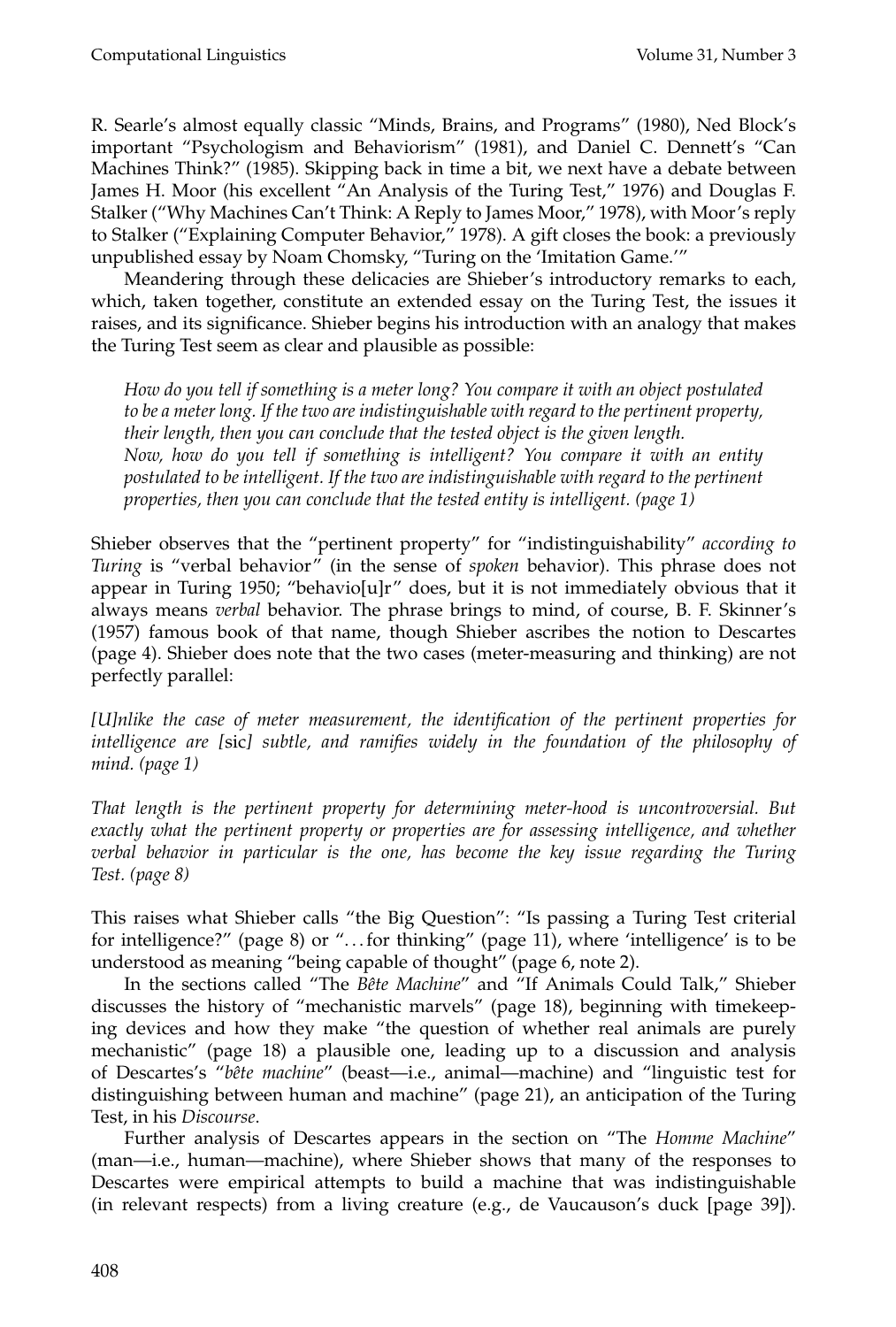R. Searle's almost equally classic "Minds, Brains, and Programs" (1980), Ned Block's important "Psychologism and Behaviorism" (1981), and Daniel C. Dennett's "Can Machines Think?" (1985). Skipping back in time a bit, we next have a debate between James H. Moor (his excellent "An Analysis of the Turing Test," 1976) and Douglas F. Stalker ("Why Machines Can't Think: A Reply to James Moor," 1978), with Moor's reply to Stalker ("Explaining Computer Behavior," 1978). A gift closes the book: a previously unpublished essay by Noam Chomsky, "Turing on the 'Imitation Game.'"

Meandering through these delicacies are Shieber's introductory remarks to each, which, taken together, constitute an extended essay on the Turing Test, the issues it raises, and its significance. Shieber begins his introduction with an analogy that makes the Turing Test seem as clear and plausible as possible:

> *How do you tell if something is a meter long? You compare it with an object postulated to be a meter long. If the two are indistinguishable with regard to the pertinent property, their length, then you can conclude that the tested object is the given length.*
> *Now, how do you tell if something is intelligent? You compare it with an entity postulated to be intelligent. If the two are indistinguishable with regard to the pertinent properties, then you can conclude that the tested entity is intelligent. (page 1)*

Shieber observes that the "pertinent property" for "indistinguishability" *according to Turing* is "verbal behavior" (in the sense of *spoken* behavior). This phrase does not appear in Turing 1950; "behavio[u]r" does, but it is not immediately obvious that it always means *verbal* behavior. The phrase brings to mind, of course, B. F. Skinner's (1957) famous book of that name, though Shieber ascribes the notion to Descartes (page 4). Shieber does note that the two cases (meter-measuring and thinking) are not perfectly parallel:

> *[U]nlike the case of meter measurement, the identification of the pertinent properties for intelligence are [*sic*] subtle, and ramifies widely in the foundation of the philosophy of mind. (page 1)*

> *That length is the pertinent property for determining meter-hood is uncontroversial. But exactly what the pertinent property or properties are for assessing intelligence, and whether verbal behavior in particular is the one, has become the key issue regarding the Turing Test. (page 8)*

This raises what Shieber calls "the Big Question": "Is passing a Turing Test criterial for intelligence?" (page 8) or "... for thinking" (page 11), where 'intelligence' is to be understood as meaning "being capable of thought" (page 6, note 2).

In the sections called "The *Bête Machine*" and "If Animals Could Talk," Shieber discusses the history of "mechanistic marvels" (page 18), beginning with timekeeping devices and how they make "the question of whether real animals are purely mechanistic" (page 18) a plausible one, leading up to a discussion and analysis of Descartes's "*bête machine*" (beast—i.e., animal—machine) and "linguistic test for distinguishing between human and machine" (page 21), an anticipation of the Turing Test, in his *Discourse*.

Further analysis of Descartes appears in the section on "The *Homme Machine*" (man—i.e., human—machine), where Shieber shows that many of the responses to Descartes were empirical attempts to build a machine that was indistinguishable (in relevant respects) from a living creature (e.g., de Vaucauson's duck [page 39]).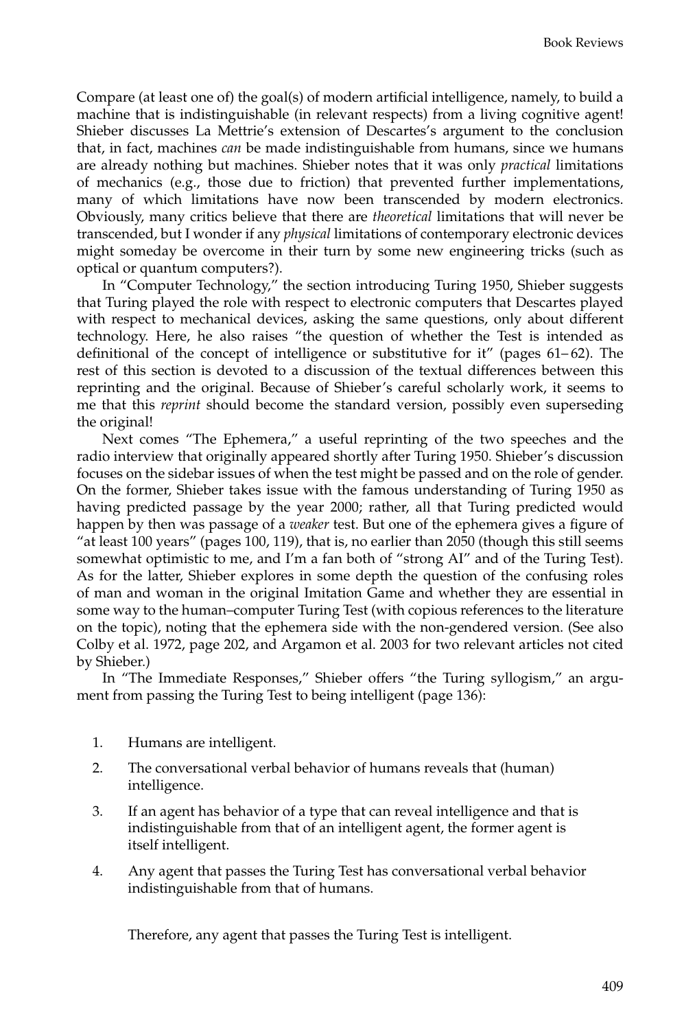Compare (at least one of) the goal(s) of modern artificial intelligence, namely, to build a machine that is indistinguishable (in relevant respects) from a living cognitive agent! Shieber discusses La Mettrie's extension of Descartes's argument to the conclusion that, in fact, machines *can* be made indistinguishable from humans, since we humans are already nothing but machines. Shieber notes that it was only *practical* limitations of mechanics (e.g., those due to friction) that prevented further implementations, many of which limitations have now been transcended by modern electronics. Obviously, many critics believe that there are *theoretical* limitations that will never be transcended, but I wonder if any *physical* limitations of contemporary electronic devices might someday be overcome in their turn by some new engineering tricks (such as optical or quantum computers?).

In "Computer Technology," the section introducing Turing 1950, Shieber suggests that Turing played the role with respect to electronic computers that Descartes played with respect to mechanical devices, asking the same questions, only about different technology. Here, he also raises "the question of whether the Test is intended as definitional of the concept of intelligence or substitutive for it" (pages 61–62). The rest of this section is devoted to a discussion of the textual differences between this reprinting and the original. Because of Shieber's careful scholarly work, it seems to me that this *reprint* should become the standard version, possibly even superseding the original!

Next comes "The Ephemera," a useful reprinting of the two speeches and the radio interview that originally appeared shortly after Turing 1950. Shieber's discussion focuses on the sidebar issues of when the test might be passed and on the role of gender. On the former, Shieber takes issue with the famous understanding of Turing 1950 as having predicted passage by the year 2000; rather, all that Turing predicted would happen by then was passage of a *weaker* test. But one of the ephemera gives a figure of "at least 100 years" (pages 100, 119), that is, no earlier than 2050 (though this still seems somewhat optimistic to me, and I'm a fan both of "strong AI" and of the Turing Test). As for the latter, Shieber explores in some depth the question of the confusing roles of man and woman in the original Imitation Game and whether they are essential in some way to the human–computer Turing Test (with copious references to the literature on the topic), noting that the ephemera side with the non-gendered version. (See also Colby et al. 1972, page 202, and Argamon et al. 2003 for two relevant articles not cited by Shieber.)

In "The Immediate Responses," Shieber offers "the Turing syllogism," an argument from passing the Turing Test to being intelligent (page 136):

1. Humans are intelligent.
2. The conversational verbal behavior of humans reveals that (human) intelligence.
3. If an agent has behavior of a type that can reveal intelligence and that is indistinguishable from that of an intelligent agent, the former agent is itself intelligent.
4. Any agent that passes the Turing Test has conversational verbal behavior indistinguishable from that of humans.

Therefore, any agent that passes the Turing Test is intelligent.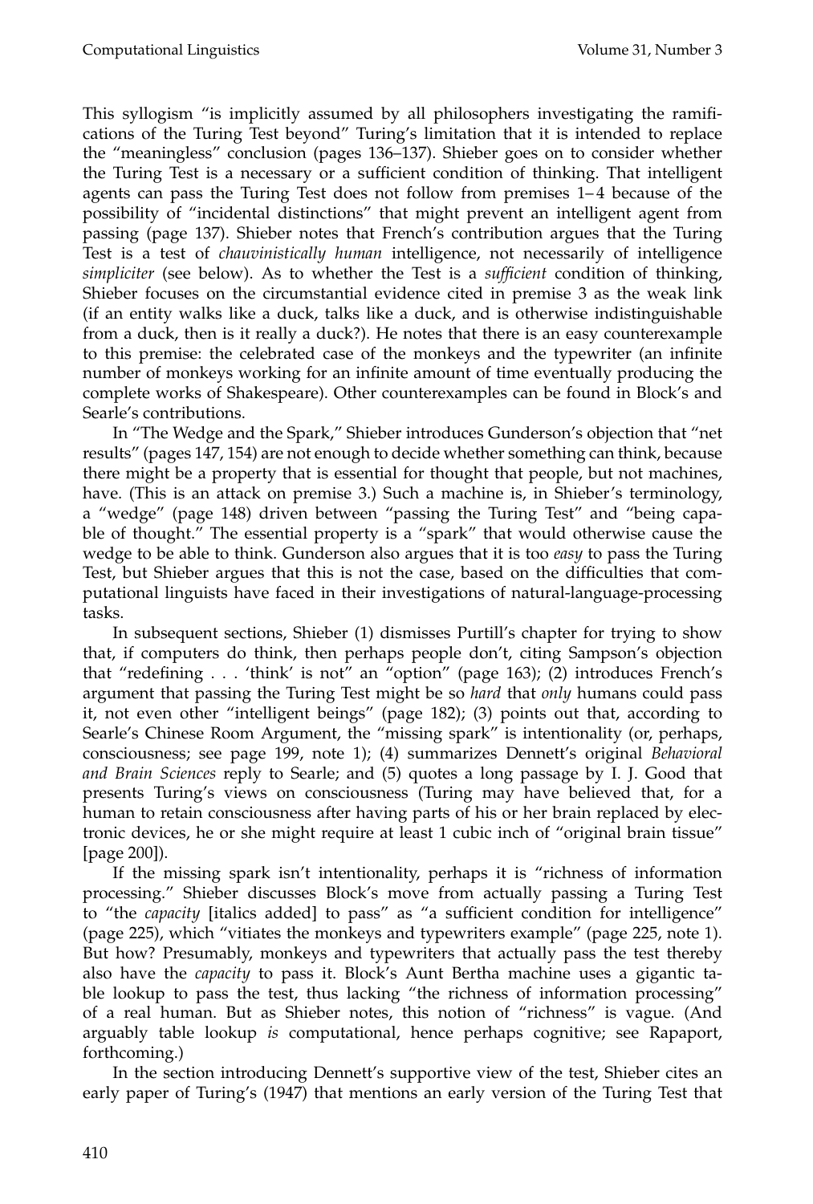This syllogism "is implicitly assumed by all philosophers investigating the ramifications of the Turing Test beyond" Turing's limitation that it is intended to replace the "meaningless" conclusion (pages 136–137). Shieber goes on to consider whether the Turing Test is a necessary or a sufficient condition of thinking. That intelligent agents can pass the Turing Test does not follow from premises 1–4 because of the possibility of "incidental distinctions" that might prevent an intelligent agent from passing (page 137). Shieber notes that French's contribution argues that the Turing Test is a test of *chauvinistically human* intelligence, not necessarily of intelligence *simpliciter* (see below). As to whether the Test is a *sufficient* condition of thinking, Shieber focuses on the circumstantial evidence cited in premise 3 as the weak link (if an entity walks like a duck, talks like a duck, and is otherwise indistinguishable from a duck, then is it really a duck?). He notes that there is an easy counterexample to this premise: the celebrated case of the monkeys and the typewriter (an infinite number of monkeys working for an infinite amount of time eventually producing the complete works of Shakespeare). Other counterexamples can be found in Block's and Searle's contributions.

In "The Wedge and the Spark," Shieber introduces Gunderson's objection that "net results" (pages 147, 154) are not enough to decide whether something can think, because there might be a property that is essential for thought that people, but not machines, have. (This is an attack on premise 3.) Such a machine is, in Shieber's terminology, a "wedge" (page 148) driven between "passing the Turing Test" and "being capable of thought." The essential property is a "spark" that would otherwise cause the wedge to be able to think. Gunderson also argues that it is too *easy* to pass the Turing Test, but Shieber argues that this is not the case, based on the difficulties that computational linguists have faced in their investigations of natural-language-processing tasks.

In subsequent sections, Shieber (1) dismisses Purtill's chapter for trying to show that, if computers do think, then perhaps people don't, citing Sampson's objection that "redefining . . . 'think' is not" an "option" (page 163); (2) introduces French's argument that passing the Turing Test might be so *hard* that *only* humans could pass it, not even other "intelligent beings" (page 182); (3) points out that, according to Searle's Chinese Room Argument, the "missing spark" is intentionality (or, perhaps, consciousness; see page 199, note 1); (4) summarizes Dennett's original *Behavioral and Brain Sciences* reply to Searle; and (5) quotes a long passage by I. J. Good that presents Turing's views on consciousness (Turing may have believed that, for a human to retain consciousness after having parts of his or her brain replaced by electronic devices, he or she might require at least 1 cubic inch of "original brain tissue" [page 200]).

If the missing spark isn't intentionality, perhaps it is "richness of information processing." Shieber discusses Block's move from actually passing a Turing Test to "the *capacity* [italics added] to pass" as "a sufficient condition for intelligence" (page 225), which "vitiates the monkeys and typewriters example" (page 225, note 1). But how? Presumably, monkeys and typewriters that actually pass the test thereby also have the *capacity* to pass it. Block's Aunt Bertha machine uses a gigantic table lookup to pass the test, thus lacking "the richness of information processing" of a real human. But as Shieber notes, this notion of "richness" is vague. (And arguably table lookup *is* computational, hence perhaps cognitive; see Rapaport, forthcoming.)

In the section introducing Dennett's supportive view of the test, Shieber cites an early paper of Turing's (1947) that mentions an early version of the Turing Test that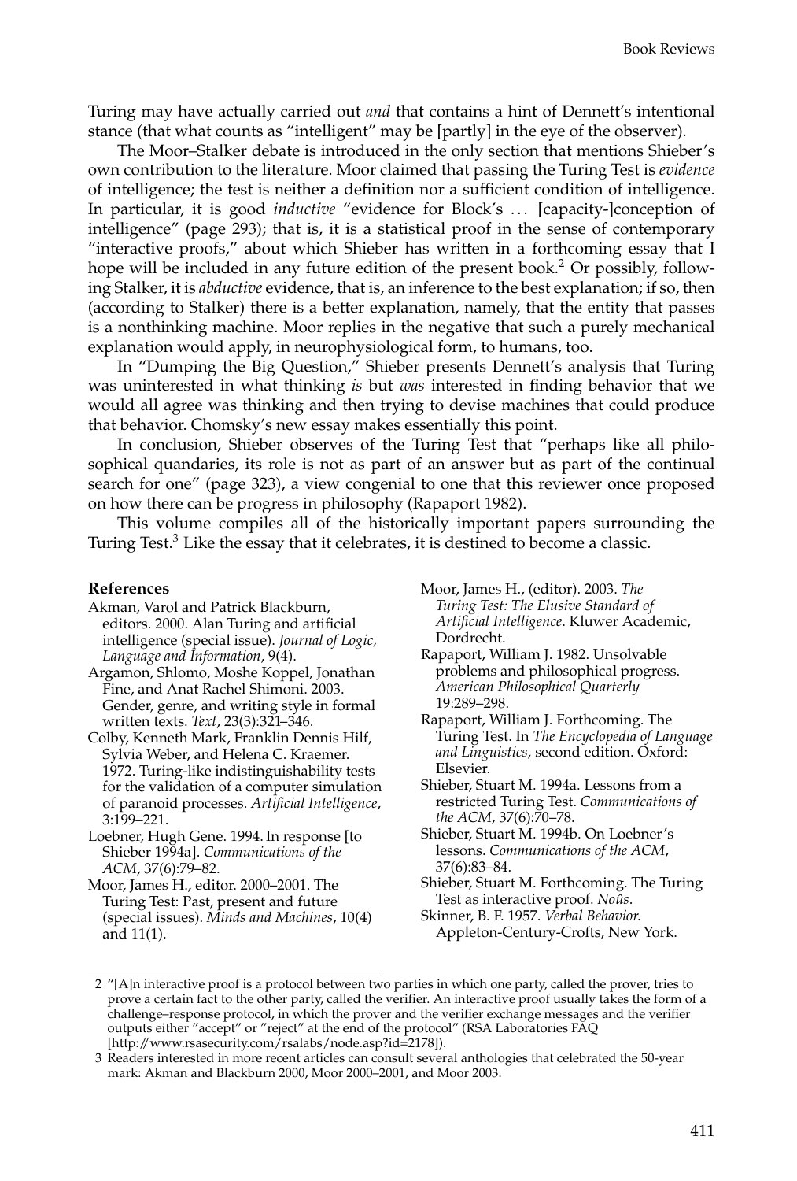Turing may have actually carried out *and* that contains a hint of Dennett's intentional stance (that what counts as "intelligent" may be [partly] in the eye of the observer).

The Moor–Stalker debate is introduced in the only section that mentions Shieber's own contribution to the literature. Moor claimed that passing the Turing Test is *evidence* of intelligence; the test is neither a definition nor a sufficient condition of intelligence. In particular, it is good *inductive* "evidence for Block's ... [capacity-]conception of intelligence" (page 293); that is, it is a statistical proof in the sense of contemporary "interactive proofs," about which Shieber has written in a forthcoming essay that I hope will be included in any future edition of the present book.[2] Or possibly, following Stalker, it is *abductive* evidence, that is, an inference to the best explanation; if so, then (according to Stalker) there is a better explanation, namely, that the entity that passes is a nonthinking machine. Moor replies in the negative that such a purely mechanical explanation would apply, in neurophysiological form, to humans, too.

In "Dumping the Big Question," Shieber presents Dennett's analysis that Turing was uninterested in what thinking *is* but *was* interested in finding behavior that we would all agree was thinking and then trying to devise machines that could produce that behavior. Chomsky's new essay makes essentially this point.

In conclusion, Shieber observes of the Turing Test that "perhaps like all philosophical quandaries, its role is not as part of an answer but as part of the continual search for one" (page 323), a view congenial to one that this reviewer once proposed on how there can be progress in philosophy (Rapaport 1982).

This volume compiles all of the historically important papers surrounding the Turing Test.[3] Like the essay that it celebrates, it is destined to become a classic.

**References**

Akman, Varol and Patrick Blackburn, editors. 2000. Alan Turing and artificial intelligence (special issue). *Journal of Logic, Language and Information*, 9(4).

Argamon, Shlomo, Moshe Koppel, Jonathan Fine, and Anat Rachel Shimoni. 2003. Gender, genre, and writing style in formal written texts. *Text*, 23(3):321–346.

Colby, Kenneth Mark, Franklin Dennis Hilf, Sylvia Weber, and Helena C. Kraemer. 1972. Turing-like indistinguishability tests for the validation of a computer simulation of paranoid processes. *Artificial Intelligence*, 3:199–221.

Loebner, Hugh Gene. 1994. In response [to Shieber 1994a]. *Communications of the ACM*, 37(6):79–82.

Moor, James H., editor. 2000–2001. The Turing Test: Past, present and future (special issues). *Minds and Machines*, 10(4) and 11(1).

Moor, James H., (editor). 2003. *The Turing Test: The Elusive Standard of Artificial Intelligence*. Kluwer Academic, Dordrecht.

Rapaport, William J. 1982. Unsolvable problems and philosophical progress. *American Philosophical Quarterly* 19:289–298.

Rapaport, William J. Forthcoming. The Turing Test. In *The Encyclopedia of Language and Linguistics,* second edition. Oxford: Elsevier.

Shieber, Stuart M. 1994a. Lessons from a restricted Turing Test. *Communications of the ACM*, 37(6):70–78.

Shieber, Stuart M. 1994b. On Loebner's lessons. *Communications of the ACM*, 37(6):83–84.

Shieber, Stuart M. Forthcoming. The Turing Test as interactive proof. *Noûs*.

Skinner, B. F. 1957. *Verbal Behavior.* Appleton-Century-Crofts, New York.

---

2 "[A]n interactive proof is a protocol between two parties in which one party, called the prover, tries to prove a certain fact to the other party, called the verifier. An interactive proof usually takes the form of a challenge–response protocol, in which the prover and the verifier exchange messages and the verifier outputs either "accept" or "reject" at the end of the protocol" (RSA Laboratories FAQ [http://www.rsasecurity.com/rsalabs/node.asp?id=2178]).

3 Readers interested in more recent articles can consult several anthologies that celebrated the 50-year mark: Akman and Blackburn 2000, Moor 2000–2001, and Moor 2003.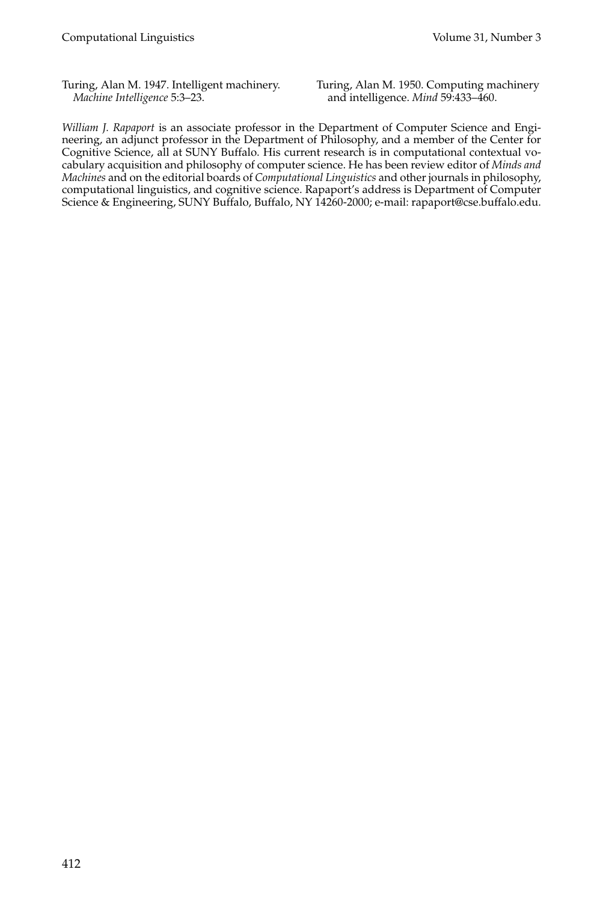Turing, Alan M. 1947. Intelligent machinery. *Machine Intelligence* 5:3–23.

Turing, Alan M. 1950. Computing machinery and intelligence. *Mind* 59:433–460.

*William J. Rapaport* is an associate professor in the Department of Computer Science and Engineering, an adjunct professor in the Department of Philosophy, and a member of the Center for Cognitive Science, all at SUNY Buffalo. His current research is in computational contextual vocabulary acquisition and philosophy of computer science. He has been review editor of *Minds and Machines* and on the editorial boards of *Computational Linguistics* and other journals in philosophy, computational linguistics, and cognitive science. Rapaport's address is Department of Computer Science & Engineering, SUNY Buffalo, Buffalo, NY 14260-2000; e-mail: rapaport@cse.buffalo.edu.